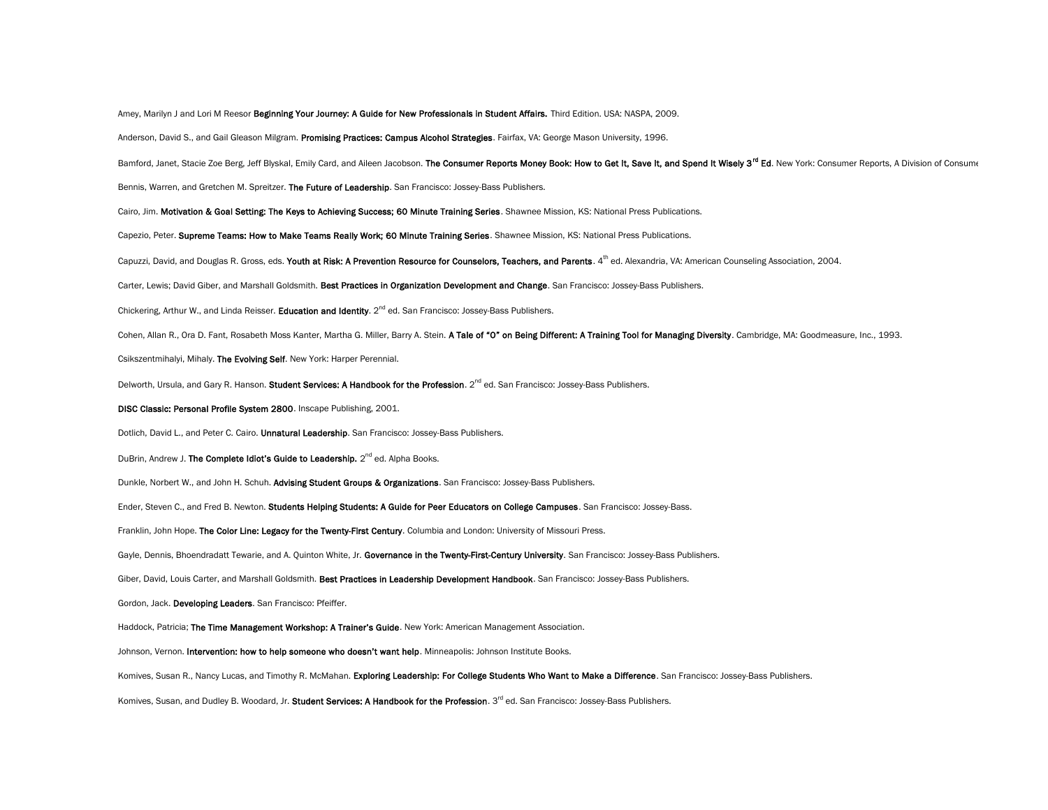Amey, Marilyn J and Lori M Reesor **Beginning Your Journey: A Guide for New Professionals in Student Affairs.** Third Edition. USA: NASPA, 2009.

Anderson, David S., and Gail Gleason Milgram. **Promising Practices: Campus Alcohol Strategies**. Fairfax, VA: George Mason University, 1996.

Bamford, Janet, Stacie Zoe Berg, Jeff Blyskal, Emily Card, and Aileen Jacobson. **The Consumer Reports Money Book: How to Get It, Save It, and Spend It Wisely 3rd Ed**. New York: Consumer Reports, A Division of Consume

Bennis, Warren, and Gretchen M. Spreitzer. **The Future of Leadership**. San Francisco: Jossey-Bass Publishers.

Cairo, Jim. **Motivation & Goal Setting: The Keys to Achieving Success; 60 Minute Training Series**. Shawnee Mission, KS: National Press Publications.

Capezio, Peter. **Supreme Teams: How to Make Teams Really Work; 60 Minute Training Series**. Shawnee Mission, KS: National Press Publications.

Capuzzi, David, and Douglas R. Gross, eds. **Youth at Risk: A Prevention Resource for Counselors, Teachers, and Parents**. 4th ed. Alexandria, VA: American Counseling Association, 2004.

Carter, Lewis; David Giber, and Marshall Goldsmith. **Best Practices in Organization Development and Change**. San Francisco: Jossey-Bass Publishers.

Chickering, Arthur W., and Linda Reisser. **Education and Identity**. 2nd ed. San Francisco: Jossey-Bass Publishers.

Cohen, Allan R., Ora D. Fant, Rosabeth Moss Kanter, Martha G. Miller, Barry A. Stein. **A Tale of "O" on Being Different: A Training Tool for Managing Diversity**. Cambridge, MA: Goodmeasure, Inc., 1993.

Csikszentmihalyi, Mihaly. **The Evolving Self**. New York: Harper Perennial.

Delworth, Ursula, and Gary R. Hanson. **Student Services: A Handbook for the Profession**. 2nd ed. San Francisco: Jossey-Bass Publishers.

**DISC Classic: Personal Profile System 2800**. Inscape Publishing, 2001.

Dotlich, David L., and Peter C. Cairo. **Unnatural Leadership**. San Francisco: Jossey-Bass Publishers.

DuBrin, Andrew J. **The Complete Idiot's Guide to Leadership.** 2nd ed. Alpha Books.

Dunkle, Norbert W., and John H. Schuh. **Advising Student Groups & Organizations**. San Francisco: Jossey-Bass Publishers.

Ender, Steven C., and Fred B. Newton. **Students Helping Students: A Guide for Peer Educators on College Campuses**. San Francisco: Jossey-Bass.

Franklin, John Hope. **The Color Line: Legacy for the Twenty-First Century**. Columbia and London: University of Missouri Press.

Gayle, Dennis, Bhoendradatt Tewarie, and A. Quinton White, Jr. **Governance in the Twenty-First-Century University**. San Francisco: Jossey-Bass Publishers.

Giber, David, Louis Carter, and Marshall Goldsmith. **Best Practices in Leadership Development Handbook**. San Francisco: Jossey-Bass Publishers.

Gordon, Jack. **Developing Leaders**. San Francisco: Pfeiffer.

Haddock, Patricia; **The Time Management Workshop: A Trainer's Guide**. New York: American Management Association.

Johnson, Vernon. **Intervention: how to help someone who doesn't want help**. Minneapolis: Johnson Institute Books.

Komives, Susan R., Nancy Lucas, and Timothy R. McMahan. **Exploring Leadership: For College Students Who Want to Make a Difference**. San Francisco: Jossey-Bass Publishers.

Komives, Susan, and Dudley B. Woodard, Jr. **Student Services: A Handbook for the Profession**. 3rd ed. San Francisco: Jossey-Bass Publishers.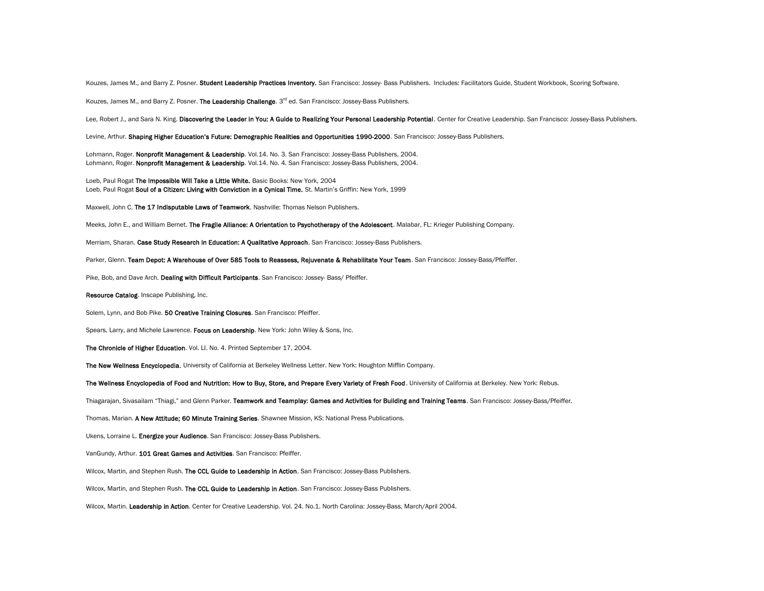Kouzes, James M., and Barry Z. Posner. **Student Leadership Practices Inventory.** San Francisco: Jossey- Bass Publishers. Includes: Facilitators Guide, Student Workbook, Scoring Software.

Kouzes, James M., and Barry Z. Posner. **The Leadership Challenge**. 3rd ed. San Francisco: Jossey-Bass Publishers.

Lee, Robert J., and Sara N. King. **Discovering the Leader in You: A Guide to Realizing Your Personal Leadership Potential**. Center for Creative Leadership. San Francisco: Jossey-Bass Publishers.

Levine, Arthur. **Shaping Higher Education's Future: Demographic Realities and Opportunities 1990-2000**. San Francisco: Jossey-Bass Publishers.

Lohmann, Roger. **Nonprofit Management & Leadership**. Vol.14. No. 3. San Francisco: Jossey-Bass Publishers, 2004.
Lohmann, Roger. **Nonprofit Management & Leadership**. Vol.14. No. 4. San Francisco: Jossey-Bass Publishers, 2004.

Loeb, Paul Rogat **The Impossible Will Take a Little White.** Basic Books: New York, 2004
Loeb, Paul Rogat **Soul of a Citizen: Living with Conviction in a Cynical Time.** St. Martin's Griffin: New York, 1999

Maxwell, John C. **The 17 Indisputable Laws of Teamwork**. Nashville: Thomas Nelson Publishers.

Meeks, John E., and William Bernet. **The Fragile Alliance: A Orientation to Psychotherapy of the Adolescent**. Malabar, FL: Krieger Publishing Company.

Merriam, Sharan. **Case Study Research in Education: A Qualitative Approach**. San Francisco: Jossey-Bass Publishers.

Parker, Glenn. **Team Depot: A Warehouse of Over 585 Tools to Reassess, Rejuvenate & Rehabilitate Your Team**. San Francisco: Jossey-Bass/Pfeiffer.

Pike, Bob, and Dave Arch. **Dealing with Difficult Participants**. San Francisco: Jossey- Bass/ Pfeiffer.

**Resource Catalog**. Inscape Publishing, Inc.

Solem, Lynn, and Bob Pike. **50 Creative Training Closures**. San Francisco: Pfeiffer.

Spears, Larry, and Michele Lawrence. **Focus on Leadership**. New York: John Wiley & Sons, Inc.

**The Chronicle of Higher Education**. Vol. LI. No. 4. Printed September 17, 2004.

**The New Wellness Encyclopedia.** University of California at Berkeley Wellness Letter. New York: Houghton Mifflin Company.

**The Wellness Encyclopedia of Food and Nutrition: How to Buy, Store, and Prepare Every Variety of Fresh Food**. University of California at Berkeley. New York: Rebus.

Thiagarajan, Sivasailam "Thiagi," and Glenn Parker. **Teamwork and Teamplay: Games and Activities for Building and Training Teams**. San Francisco: Jossey-Bass/Pfeiffer.

Thomas, Marian. **A New Attitude; 60 Minute Training Series**. Shawnee Mission, KS: National Press Publications.

Ukens, Lorraine L. **Energize your Audience**. San Francisco: Jossey-Bass Publishers.

VanGundy, Arthur. **101 Great Games and Activities**. San Francisco: Pfeiffer.

Wilcox, Martin, and Stephen Rush. **The CCL Guide to Leadership in Action**. San Francisco: Jossey-Bass Publishers.

Wilcox, Martin, and Stephen Rush. **The CCL Guide to Leadership in Action**. San Francisco: Jossey-Bass Publishers.

Wilcox, Martin. **Leadership in Action**. Center for Creative Leadership. Vol. 24. No.1. North Carolina: Jossey-Bass, March/April 2004.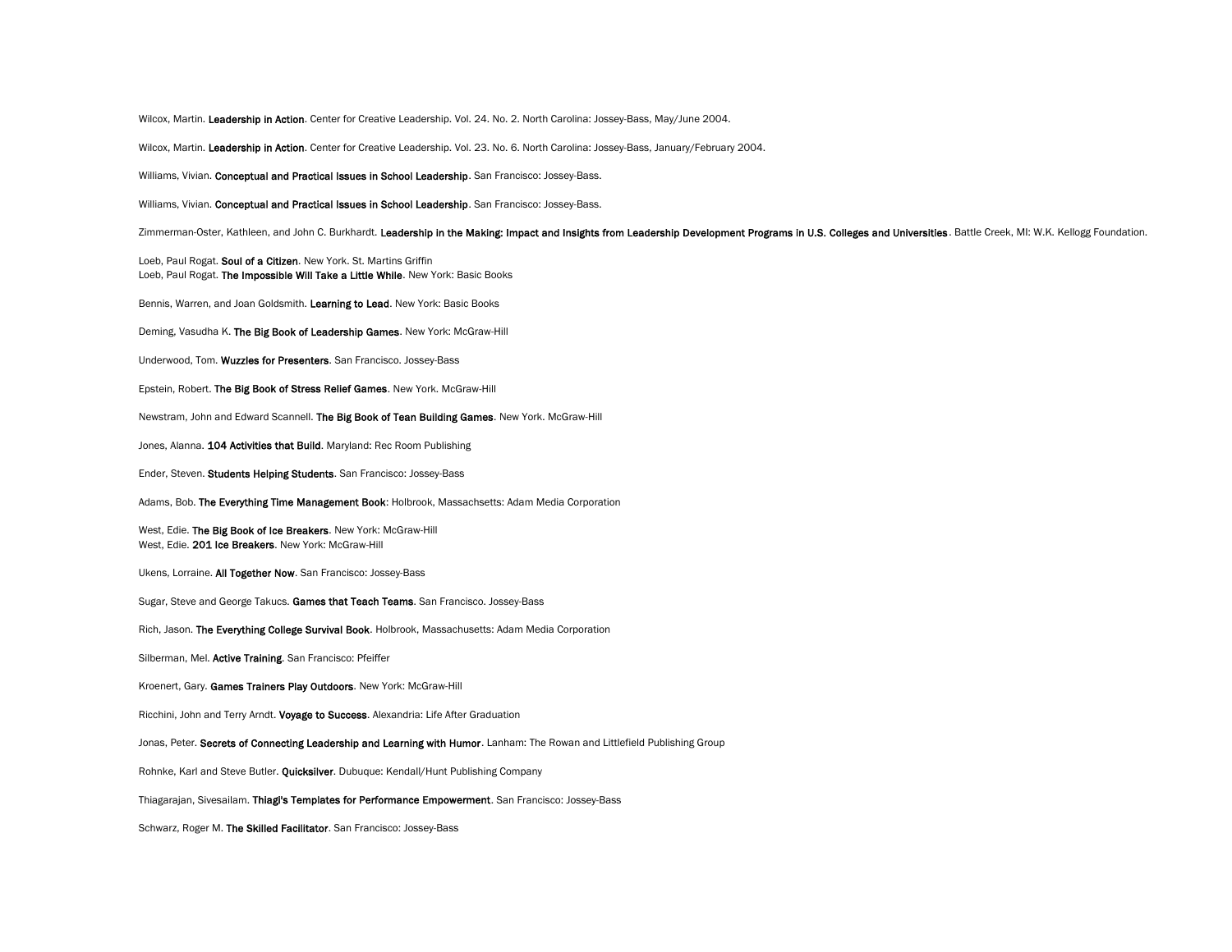Wilcox, Martin. **Leadership in Action**. Center for Creative Leadership. Vol. 24. No. 2. North Carolina: Jossey-Bass, May/June 2004.

Wilcox, Martin. **Leadership in Action**. Center for Creative Leadership. Vol. 23. No. 6. North Carolina: Jossey-Bass, January/February 2004.

Williams, Vivian. **Conceptual and Practical Issues in School Leadership**. San Francisco: Jossey-Bass.

Williams, Vivian. **Conceptual and Practical Issues in School Leadership**. San Francisco: Jossey-Bass.

Zimmerman-Oster, Kathleen, and John C. Burkhardt. **Leadership in the Making: Impact and Insights from Leadership Development Programs in U.S. Colleges and Universities**. Battle Creek, MI: W.K. Kellogg Foundation.

Loeb, Paul Rogat. **Soul of a Citizen**. New York. St. Martins Griffin
Loeb, Paul Rogat. **The Impossible Will Take a Little While**. New York: Basic Books

Bennis, Warren, and Joan Goldsmith. **Learning to Lead**. New York: Basic Books

Deming, Vasudha K. **The Big Book of Leadership Games**. New York: McGraw-Hill

Underwood, Tom. **Wuzzles for Presenters**. San Francisco. Jossey-Bass

Epstein, Robert. **The Big Book of Stress Relief Games**. New York. McGraw-Hill

Newstram, John and Edward Scannell. **The Big Book of Tean Building Games**. New York. McGraw-Hill

Jones, Alanna. **104 Activities that Build**. Maryland: Rec Room Publishing

Ender, Steven. **Students Helping Students**. San Francisco: Jossey-Bass

Adams, Bob. **The Everything Time Management Book**: Holbrook, Massachsetts: Adam Media Corporation

West, Edie. **The Big Book of Ice Breakers**. New York: McGraw-Hill
West, Edie. **201 Ice Breakers**. New York: McGraw-Hill

Ukens, Lorraine. **All Together Now**. San Francisco: Jossey-Bass

Sugar, Steve and George Takucs. **Games that Teach Teams**. San Francisco. Jossey-Bass

Rich, Jason. **The Everything College Survival Book**. Holbrook, Massachusetts: Adam Media Corporation

Silberman, Mel. **Active Training**. San Francisco: Pfeiffer

Kroenert, Gary. **Games Trainers Play Outdoors**. New York: McGraw-Hill

Ricchini, John and Terry Arndt. **Voyage to Success**. Alexandria: Life After Graduation

Jonas, Peter. **Secrets of Connecting Leadership and Learning with Humor**. Lanham: The Rowan and Littlefield Publishing Group

Rohnke, Karl and Steve Butler. **Quicksilver**. Dubuque: Kendall/Hunt Publishing Company

Thiagarajan, Sivesailam. **Thiagi's Templates for Performance Empowerment**. San Francisco: Jossey-Bass

Schwarz, Roger M. **The Skilled Facilitator**. San Francisco: Jossey-Bass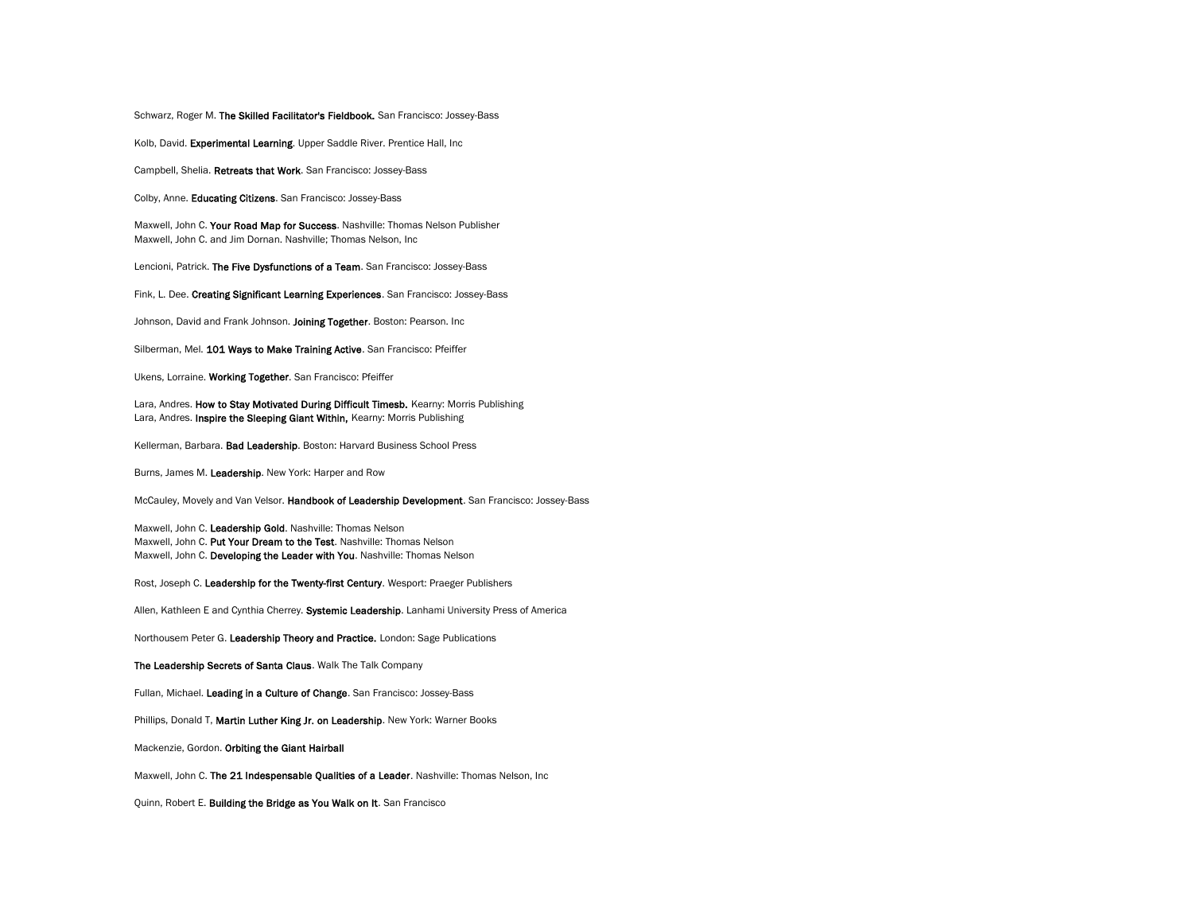Schwarz, Roger M. **The Skilled Facilitator's Fieldbook.** San Francisco: Jossey-Bass

Kolb, David. **Experimental Learning**. Upper Saddle River. Prentice Hall, Inc

Campbell, Shelia. **Retreats that Work**. San Francisco: Jossey-Bass

Colby, Anne. **Educating Citizens**. San Francisco: Jossey-Bass

Maxwell, John C. **Your Road Map for Success**. Nashville: Thomas Nelson Publisher
Maxwell, John C. and Jim Dornan. Nashville; Thomas Nelson, Inc

Lencioni, Patrick. **The Five Dysfunctions of a Team**. San Francisco: Jossey-Bass

Fink, L. Dee. **Creating Significant Learning Experiences**. San Francisco: Jossey-Bass

Johnson, David and Frank Johnson. **Joining Together**. Boston: Pearson. Inc

Silberman, Mel. **101 Ways to Make Training Active**. San Francisco: Pfeiffer

Ukens, Lorraine. **Working Together**. San Francisco: Pfeiffer

Lara, Andres. **How to Stay Motivated During Difficult Timesb.** Kearny: Morris Publishing
Lara, Andres. **Inspire the Sleeping Giant Within,** Kearny: Morris Publishing

Kellerman, Barbara. **Bad Leadership**. Boston: Harvard Business School Press

Burns, James M. **Leadership**. New York: Harper and Row

McCauley, Movely and Van Velsor. **Handbook of Leadership Development**. San Francisco: Jossey-Bass

Maxwell, John C. **Leadership Gold**. Nashville: Thomas Nelson
Maxwell, John C. **Put Your Dream to the Test**. Nashville: Thomas Nelson
Maxwell, John C. **Developing the Leader with You**. Nashville: Thomas Nelson

Rost, Joseph C. **Leadership for the Twenty-first Century**. Wesport: Praeger Publishers

Allen, Kathleen E and Cynthia Cherrey. **Systemic Leadership**. Lanhami University Press of America

Northousem Peter G. **Leadership Theory and Practice.** London: Sage Publications

**The Leadership Secrets of Santa Claus**. Walk The Talk Company

Fullan, Michael. **Leading in a Culture of Change**. San Francisco: Jossey-Bass

Phillips, Donald T, **Martin Luther King Jr. on Leadership**. New York: Warner Books

Mackenzie, Gordon. **Orbiting the Giant Hairball**

Maxwell, John C. **The 21 Indespensable Qualities of a Leader**. Nashville: Thomas Nelson, Inc

Quinn, Robert E. **Building the Bridge as You Walk on It**. San Francisco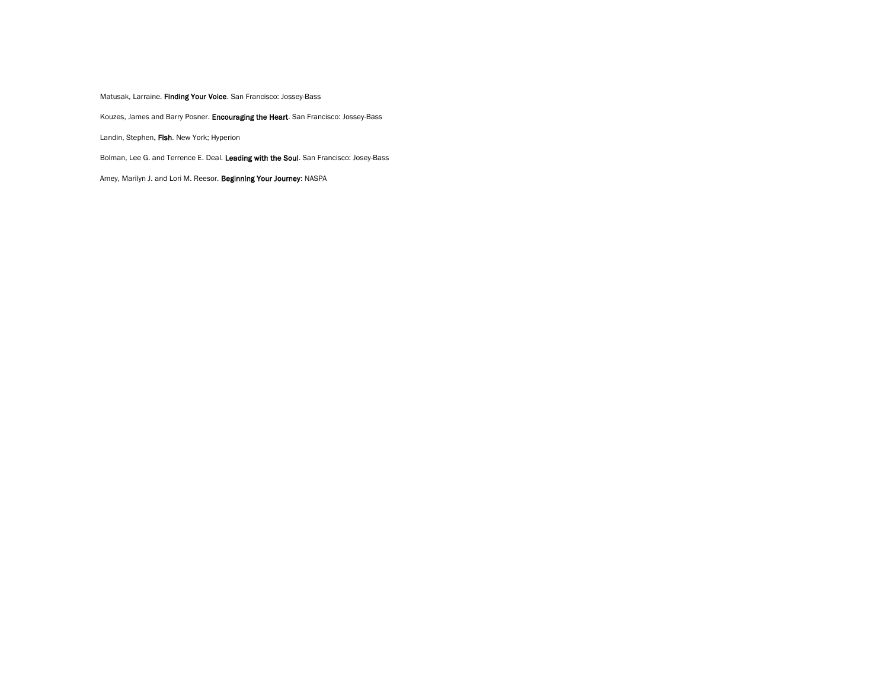Matusak, Larraine. **Finding Your Voice**. San Francisco: Jossey-Bass

Kouzes, James and Barry Posner. **Encouraging the Heart**. San Francisco: Jossey-Bass

Landin, Stephen**. Fish**. New York; Hyperion

Bolman, Lee G. and Terrence E. Deal. **Leading with the Soul**. San Francisco: Josey-Bass

Amey, Marilyn J. and Lori M. Reesor. **Beginning Your Journey**: NASPA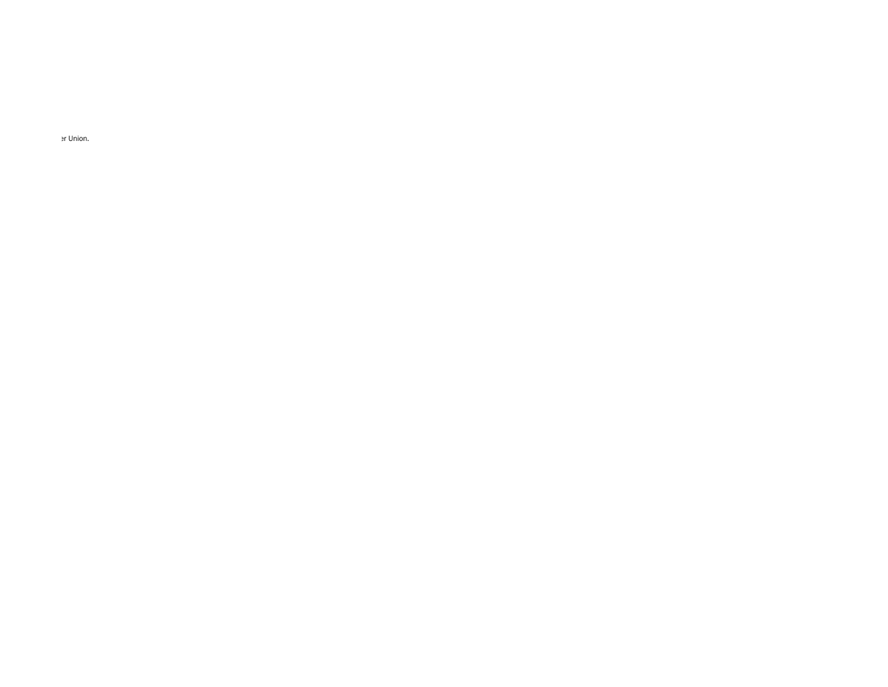er Union.